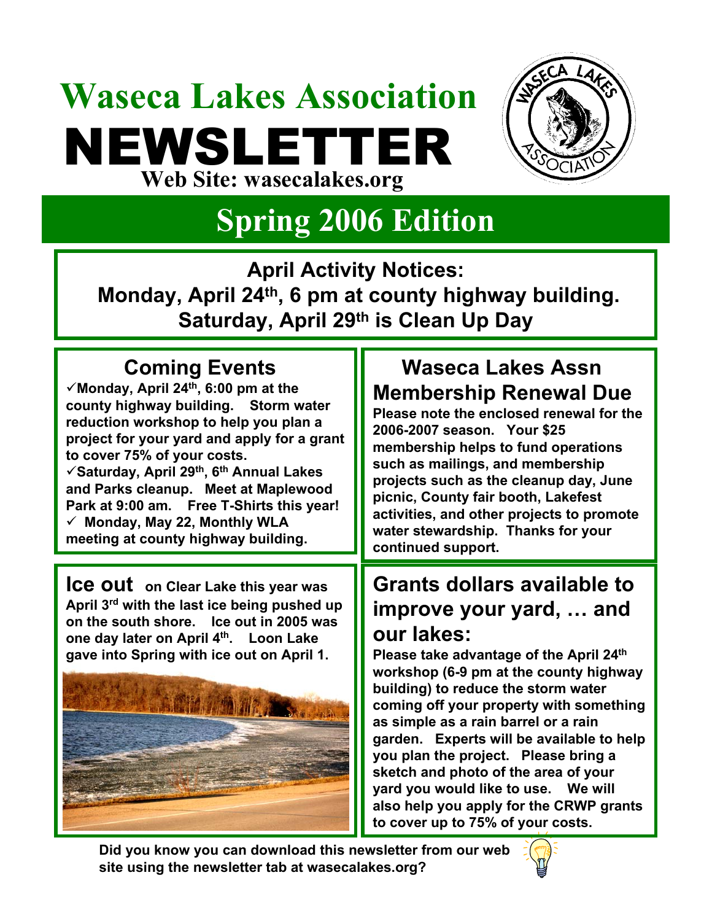# Waseca Lakes Association

# NEWSLETTER

**Web Site: wasecalakes.org**

## Spring 2006 Edition

**April Activity Notices:**
**Monday, April 24th, 6 pm at county highway building.**
**Saturday, April 29th is Clean Up Day**

## Coming Events

- ✓ **Monday, April 24th, 6:00 pm at the county highway building. Storm water reduction workshop to help you plan a project for your yard and apply for a grant to cover 75% of your costs.**
- ✓ **Saturday, April 29th, 6th Annual Lakes and Parks cleanup. Meet at Maplewood Park at 9:00 am. Free T-Shirts this year!**
- ✓ **Monday, May 22, Monthly WLA meeting at county highway building.**

## Ice out

**on Clear Lake this year was April 3rd with the last ice being pushed up on the south shore. Ice out in 2005 was one day later on April 4th. Loon Lake gave into Spring with ice out on April 1.**

## Waseca Lakes Assn Membership Renewal Due

**Please note the enclosed renewal for the 2006-2007 season. Your $25 membership helps to fund operations such as mailings, and membership projects such as the cleanup day, June picnic, County fair booth, Lakefest activities, and other projects to promote water stewardship. Thanks for your continued support.**

## Grants dollars available to improve your yard, … and our lakes:

**Please take advantage of the April 24th workshop (6-9 pm at the county highway building) to reduce the storm water coming off your property with something as simple as a rain barrel or a rain garden. Experts will be available to help you plan the project. Please bring a sketch and photo of the area of your yard you would like to use. We will also help you apply for the CRWP grants to cover up to 75% of your costs.**

**Did you know you can download this newsletter from our web site using the newsletter tab at wasecalakes.org?**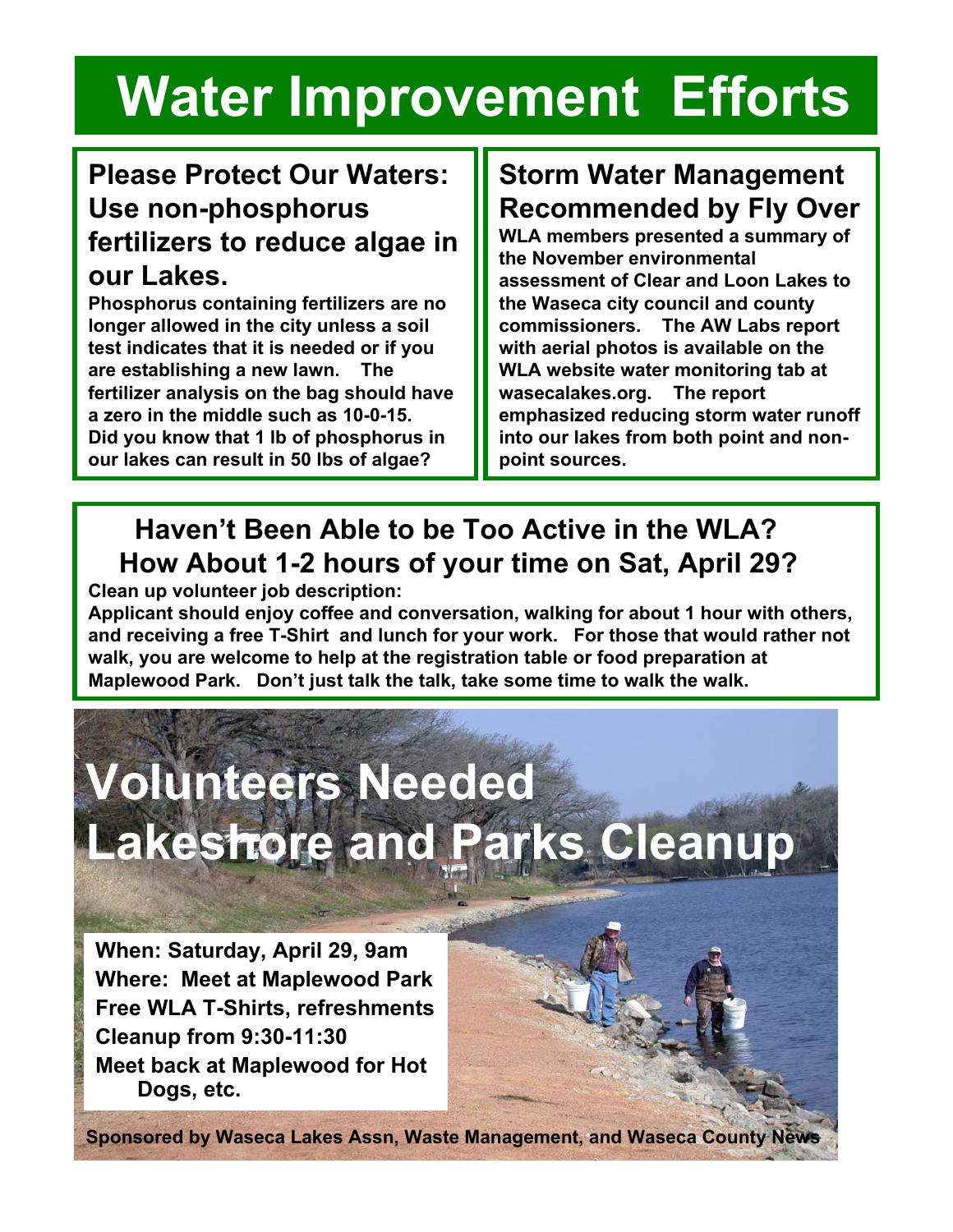# Water Improvement Efforts

## Please Protect Our Waters: Use non-phosphorus fertilizers to reduce algae in our Lakes.

**Phosphorus containing fertilizers are no longer allowed in the city unless a soil test indicates that it is needed or if you are establishing a new lawn. The fertilizer analysis on the bag should have a zero in the middle such as 10-0-15. Did you know that 1 lb of phosphorus in our lakes can result in 50 lbs of algae?**

## Storm Water Management Recommended by Fly Over

**WLA members presented a summary of the November environmental assessment of Clear and Loon Lakes to the Waseca city council and county commissioners. The AW Labs report with aerial photos is available on the WLA website water monitoring tab at wasecalakes.org. The report emphasized reducing storm water runoff into our lakes from both point and non-point sources.**

## Haven't Been Able to be Too Active in the WLA? How About 1-2 hours of your time on Sat, April 29?

**Clean up volunteer job description:**

**Applicant should enjoy coffee and conversation, walking for about 1 hour with others, and receiving a free T-Shirt and lunch for your work. For those that would rather not walk, you are welcome to help at the registration table or food preparation at Maplewood Park. Don't just talk the talk, take some time to walk the walk.**

# Volunteers Needed Lakeshore and Parks Cleanup

**When: Saturday, April 29, 9am**
**Where: Meet at Maplewood Park**
**Free WLA T-Shirts, refreshments**
**Cleanup from 9:30-11:30**
**Meet back at Maplewood for Hot Dogs, etc.**

**Sponsored by Waseca Lakes Assn, Waste Management, and Waseca County News**